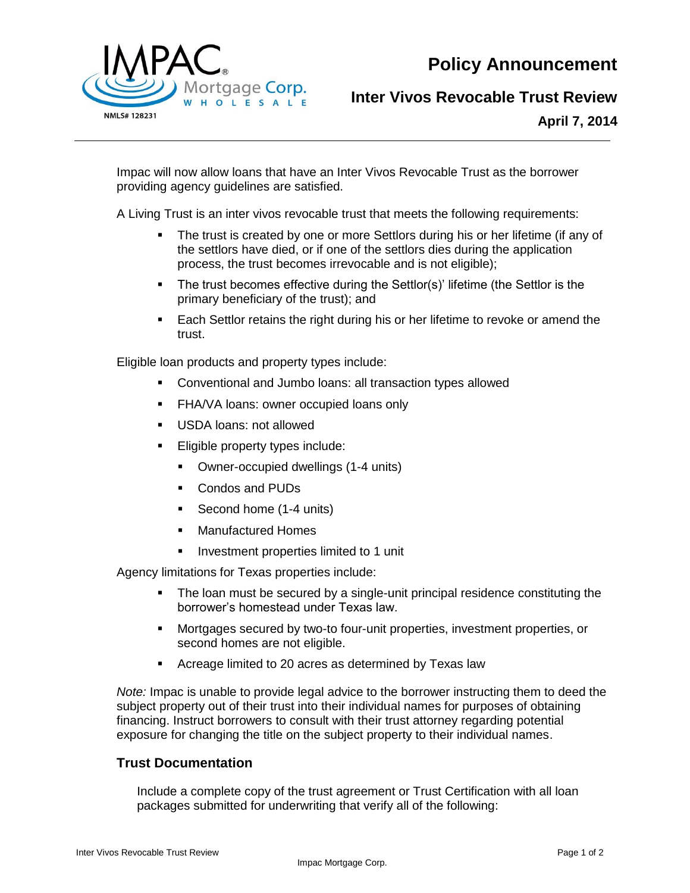# Policy Announcement

## Inter Vivos Revocable Trust Review

**April 7, 2014**

Impac will now allow loans that have an Inter Vivos Revocable Trust as the borrower providing agency guidelines are satisfied.

A Living Trust is an inter vivos revocable trust that meets the following requirements:

- The trust is created by one or more Settlors during his or her lifetime (if any of the settlors have died, or if one of the settlors dies during the application process, the trust becomes irrevocable and is not eligible);
- The trust becomes effective during the Settlor(s)' lifetime (the Settlor is the primary beneficiary of the trust); and
- Each Settlor retains the right during his or her lifetime to revoke or amend the trust.

Eligible loan products and property types include:

- Conventional and Jumbo loans: all transaction types allowed
- FHA/VA loans: owner occupied loans only
- USDA loans: not allowed
- Eligible property types include:
  - Owner-occupied dwellings (1-4 units)
  - Condos and PUDs
  - Second home (1-4 units)
  - Manufactured Homes
  - Investment properties limited to 1 unit

Agency limitations for Texas properties include:

- The loan must be secured by a single-unit principal residence constituting the borrower's homestead under Texas law.
- Mortgages secured by two-to four-unit properties, investment properties, or second homes are not eligible.
- Acreage limited to 20 acres as determined by Texas law

*Note:* Impac is unable to provide legal advice to the borrower instructing them to deed the subject property out of their trust into their individual names for purposes of obtaining financing. Instruct borrowers to consult with their trust attorney regarding potential exposure for changing the title on the subject property to their individual names.

### Trust Documentation

Include a complete copy of the trust agreement or Trust Certification with all loan packages submitted for underwriting that verify all of the following: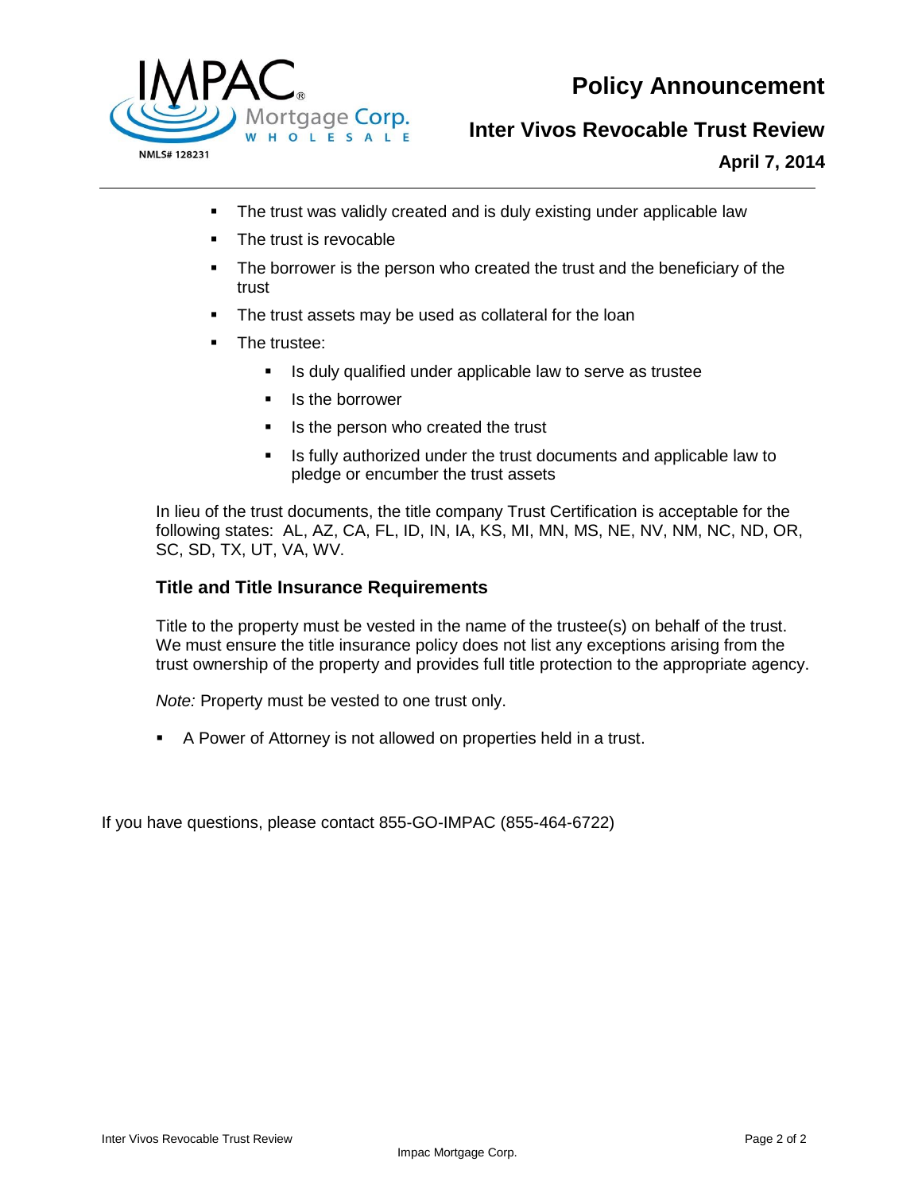- The trust was validly created and is duly existing under applicable law
- The trust is revocable
- The borrower is the person who created the trust and the beneficiary of the trust
- The trust assets may be used as collateral for the loan
- The trustee:
  - Is duly qualified under applicable law to serve as trustee
  - Is the borrower
  - Is the person who created the trust
  - Is fully authorized under the trust documents and applicable law to pledge or encumber the trust assets

In lieu of the trust documents, the title company Trust Certification is acceptable for the following states: AL, AZ, CA, FL, ID, IN, IA, KS, MI, MN, MS, NE, NV, NM, NC, ND, OR, SC, SD, TX, UT, VA, WV.

### Title and Title Insurance Requirements

Title to the property must be vested in the name of the trustee(s) on behalf of the trust. We must ensure the title insurance policy does not list any exceptions arising from the trust ownership of the property and provides full title protection to the appropriate agency.

*Note:* Property must be vested to one trust only.

- A Power of Attorney is not allowed on properties held in a trust.

If you have questions, please contact 855-GO-IMPAC (855-464-6722)